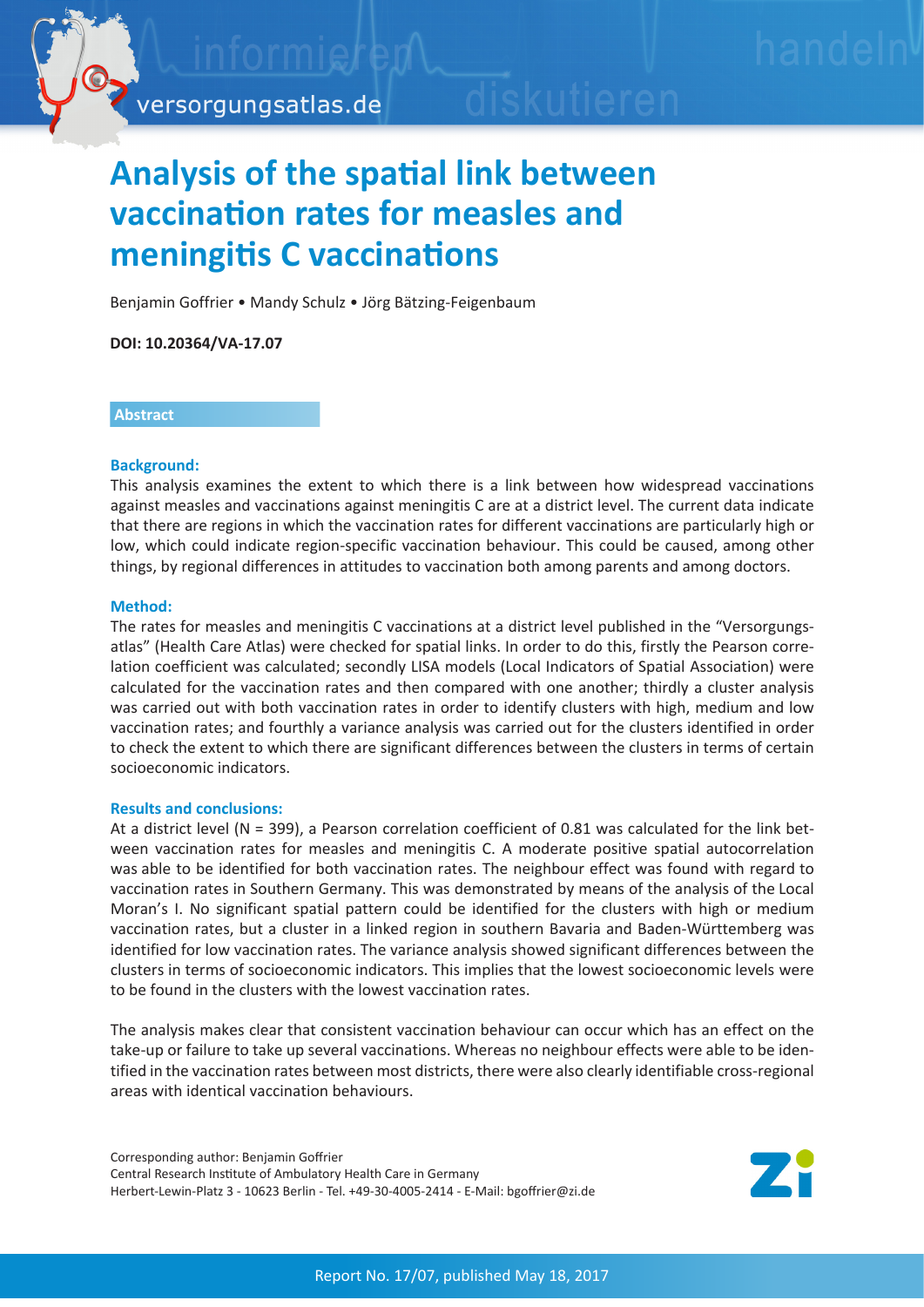// # Analysis of the spatial link between vaccination rates for measles and meningitis C vaccinations

Benjamin Goffrier • Mandy Schulz • Jörg Bätzing-Feigenbaum

**DOI: 10.20364/VA-17.07**

## Abstract

### Background:

This analysis examines the extent to which there is a link between how widespread vaccinations against measles and vaccinations against meningitis C are at a district level. The current data indicate that there are regions in which the vaccination rates for different vaccinations are particularly high or low, which could indicate region-specific vaccination behaviour. This could be caused, among other things, by regional differences in attitudes to vaccination both among parents and among doctors.

### Method:

The rates for measles and meningitis C vaccinations at a district level published in the "Versorgungsatlas" (Health Care Atlas) were checked for spatial links. In order to do this, firstly the Pearson correlation coefficient was calculated; secondly LISA models (Local Indicators of Spatial Association) were calculated for the vaccination rates and then compared with one another; thirdly a cluster analysis was carried out with both vaccination rates in order to identify clusters with high, medium and low vaccination rates; and fourthly a variance analysis was carried out for the clusters identified in order to check the extent to which there are significant differences between the clusters in terms of certain socioeconomic indicators.

### Results and conclusions:

At a district level (N = 399), a Pearson correlation coefficient of 0.81 was calculated for the link between vaccination rates for measles and meningitis C. A moderate positive spatial autocorrelation was able to be identified for both vaccination rates. The neighbour effect was found with regard to vaccination rates in Southern Germany. This was demonstrated by means of the analysis of the Local Moran's I. No significant spatial pattern could be identified for the clusters with high or medium vaccination rates, but a cluster in a linked region in southern Bavaria and Baden-Württemberg was identified for low vaccination rates. The variance analysis showed significant differences between the clusters in terms of socioeconomic indicators. This implies that the lowest socioeconomic levels were to be found in the clusters with the lowest vaccination rates.

The analysis makes clear that consistent vaccination behaviour can occur which has an effect on the take-up or failure to take up several vaccinations. Whereas no neighbour effects were able to be identified in the vaccination rates between most districts, there were also clearly identifiable cross-regional areas with identical vaccination behaviours.

Corresponding author: Benjamin Goffrier
Central Research Institute of Ambulatory Health Care in Germany
Herbert-Lewin-Platz 3 - 10623 Berlin - Tel. +49-30-4005-2414 - E-Mail: bgoffrier@zi.de

Report No. 17/07, published May 18, 2017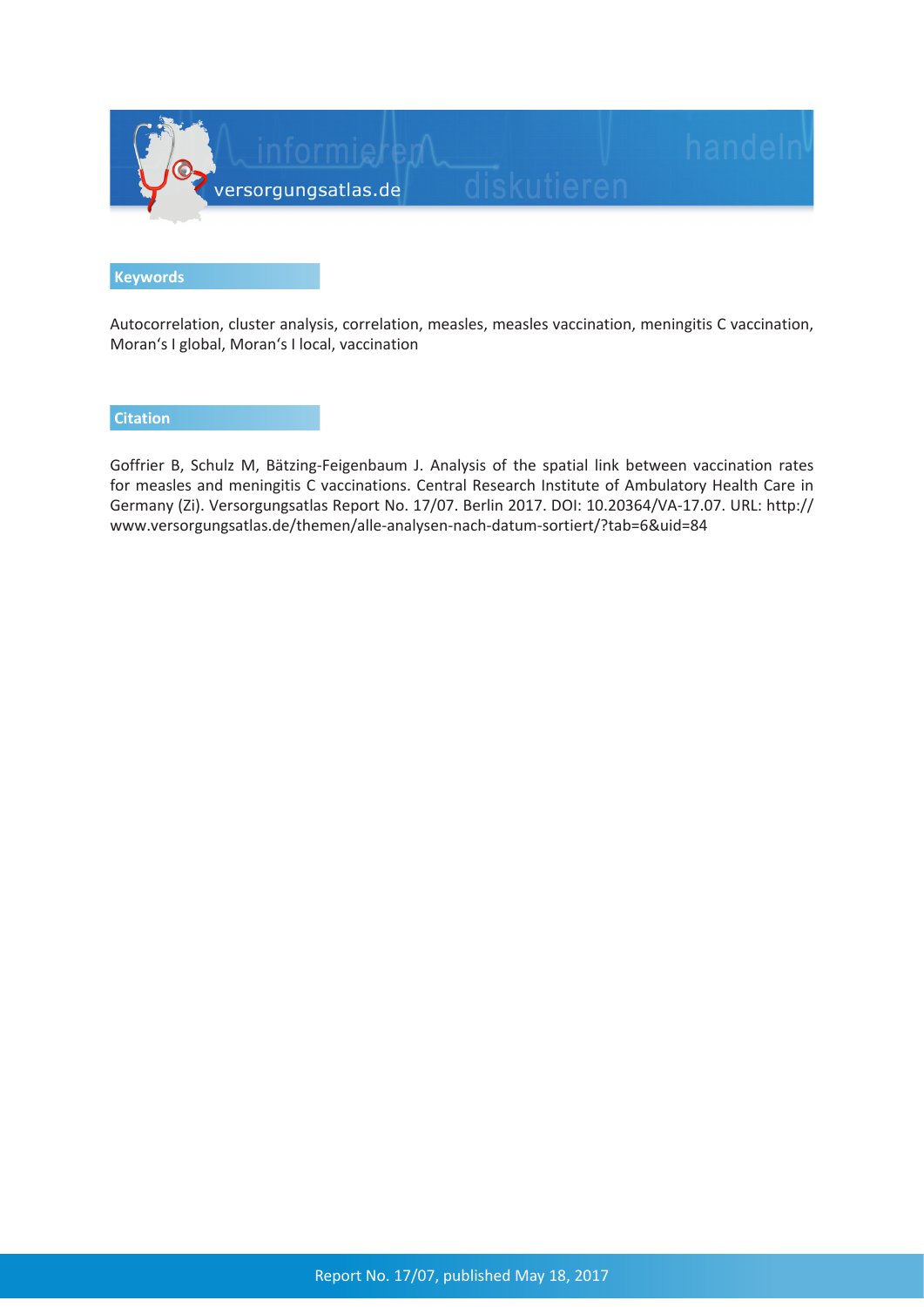## Keywords

Autocorrelation, cluster analysis, correlation, measles, measles vaccination, meningitis C vaccination, Moran‘s I global, Moran‘s I local, vaccination

## Citation

Goffrier B, Schulz M, Bätzing-Feigenbaum J. Analysis of the spatial link between vaccination rates for measles and meningitis C vaccinations. Central Research Institute of Ambulatory Health Care in Germany (Zi). Versorgungsatlas Report No. 17/07. Berlin 2017. DOI: 10.20364/VA-17.07. URL: http://www.versorgungsatlas.de/themen/alle-analysen-nach-datum-sortiert/?tab=6&uid=84

Report No. 17/07, published May 18, 2017